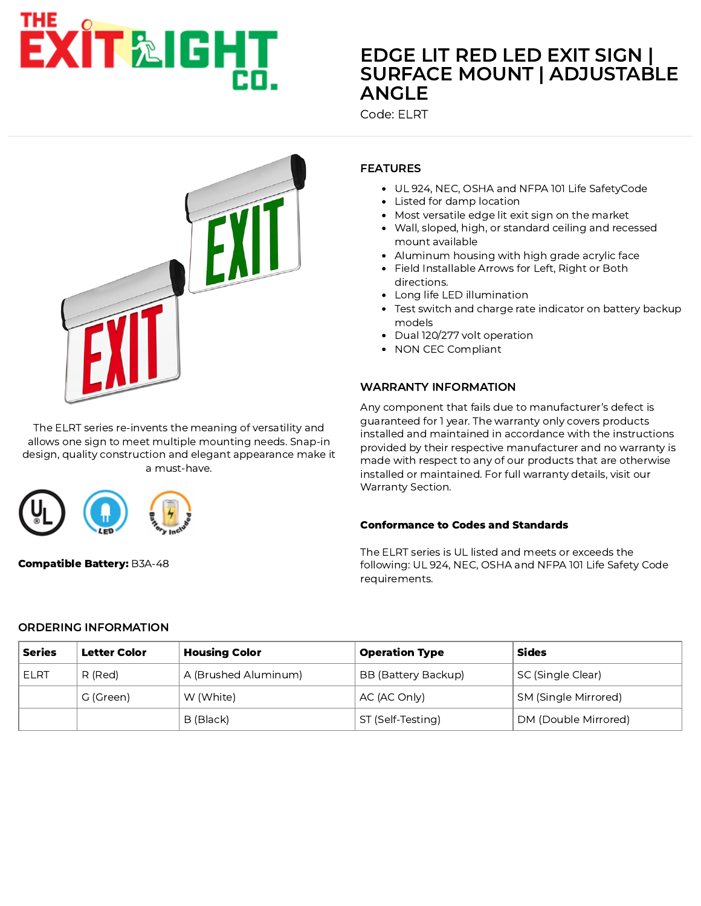# EDGE LIT RED LED EXIT SIGN | SURFACE MOUNT | ADJUSTABLE ANGLE

Code: ELRT

The ELRT series re-invents the meaning of versatility and allows one sign to meet multiple mounting needs. Snap-in design, quality construction and elegant appearance make it a must-have.

**Compatible Battery:** B3A-48

## FEATURES

- UL 924, NEC, OSHA and NFPA 101 Life SafetyCode
- Listed for damp location
- Most versatile edge lit exit sign on the market
- Wall, sloped, high, or standard ceiling and recessed mount available
- Aluminum housing with high grade acrylic face
- Field Installable Arrows for Left, Right or Both directions.
- Long life LED illumination
- Test switch and charge rate indicator on battery backup models
- Dual 120/277 volt operation
- NON CEC Compliant

## WARRANTY INFORMATION

Any component that fails due to manufacturer's defect is guaranteed for 1 year. The warranty only covers products installed and maintained in accordance with the instructions provided by their respective manufacturer and no warranty is made with respect to any of our products that are otherwise installed or maintained. For full warranty details, visit our Warranty Section.

### Conformance to Codes and Standards

The ELRT series is UL listed and meets or exceeds the following: UL 924, NEC, OSHA and NFPA 101 Life Safety Code requirements.

## ORDERING INFORMATION

| Series | Letter Color | Housing Color | Operation Type | Sides |
|---|---|---|---|---|
| ELRT | R (Red) | A (Brushed Aluminum) | BB (Battery Backup) | SC (Single Clear) |
| | G (Green) | W (White) | AC (AC Only) | SM (Single Mirrored) |
| | | B (Black) | ST (Self-Testing) | DM (Double Mirrored) |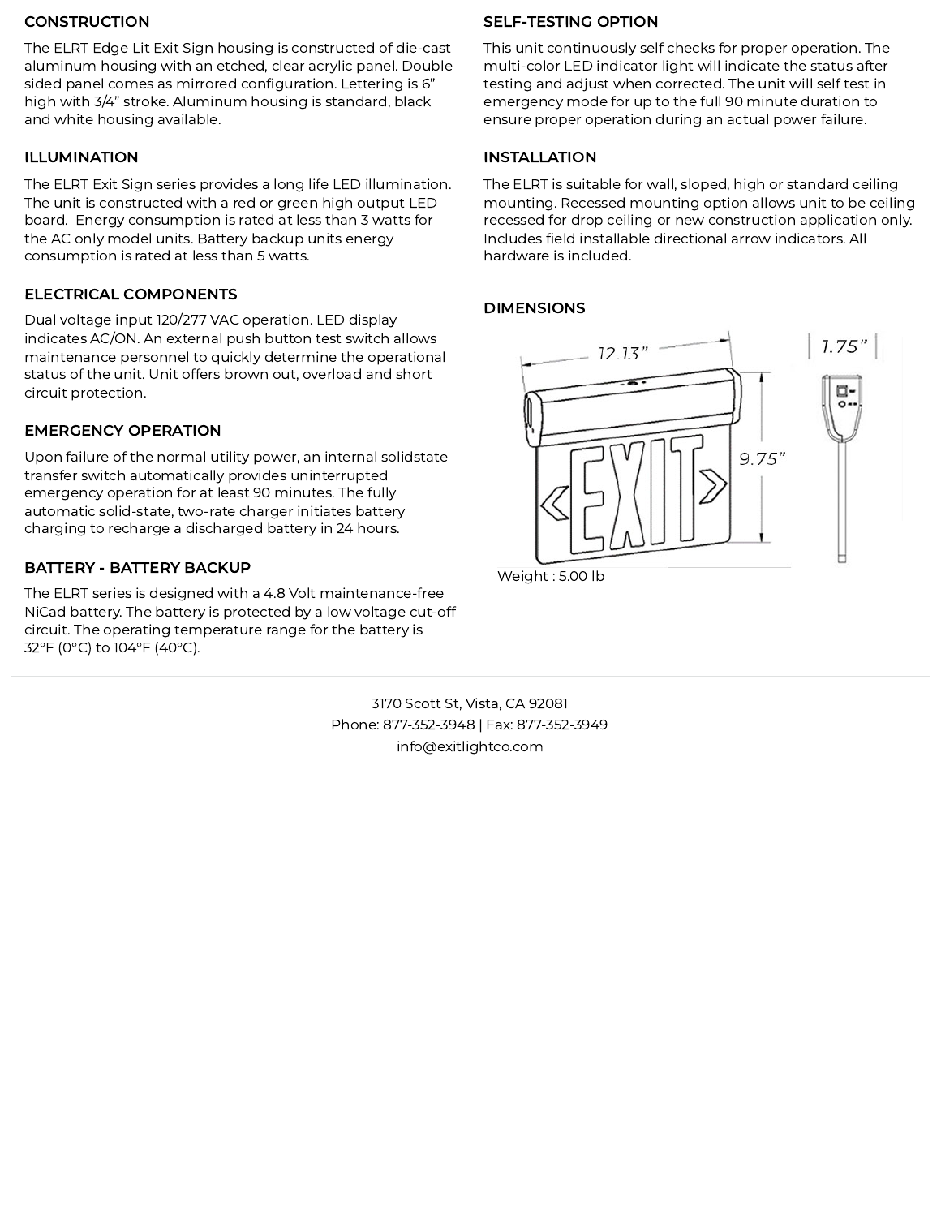## CONSTRUCTION

The ELRT Edge Lit Exit Sign housing is constructed of die-cast aluminum housing with an etched, clear acrylic panel. Double sided panel comes as mirrored configuration. Lettering is 6" high with 3/4" stroke. Aluminum housing is standard, black and white housing available.

## ILLUMINATION

The ELRT Exit Sign series provides a long life LED illumination. The unit is constructed with a red or green high output LED board. Energy consumption is rated at less than 3 watts for the AC only model units. Battery backup units energy consumption is rated at less than 5 watts.

## ELECTRICAL COMPONENTS

Dual voltage input 120/277 VAC operation. LED display indicates AC/ON. An external push button test switch allows maintenance personnel to quickly determine the operational status of the unit. Unit offers brown out, overload and short circuit protection.

## EMERGENCY OPERATION

Upon failure of the normal utility power, an internal solidstate transfer switch automatically provides uninterrupted emergency operation for at least 90 minutes. The fully automatic solid-state, two-rate charger initiates battery charging to recharge a discharged battery in 24 hours.

## BATTERY - BATTERY BACKUP

The ELRT series is designed with a 4.8 Volt maintenance-free NiCad battery. The battery is protected by a low voltage cut-off circuit. The operating temperature range for the battery is 32°F (0°C) to 104°F (40°C).

## SELF-TESTING OPTION

This unit continuously self checks for proper operation. The multi-color LED indicator light will indicate the status after testing and adjust when corrected. The unit will self test in emergency mode for up to the full 90 minute duration to ensure proper operation during an actual power failure.

## INSTALLATION

The ELRT is suitable for wall, sloped, high or standard ceiling mounting. Recessed mounting option allows unit to be ceiling recessed for drop ceiling or new construction application only. Includes field installable directional arrow indicators. All hardware is included.

## DIMENSIONS

12.13"

9.75"

1.75"

Weight : 5.00 lb

3170 Scott St, Vista, CA 92081
Phone: 877-352-3948 | Fax: 877-352-3949
info@exitlightco.com